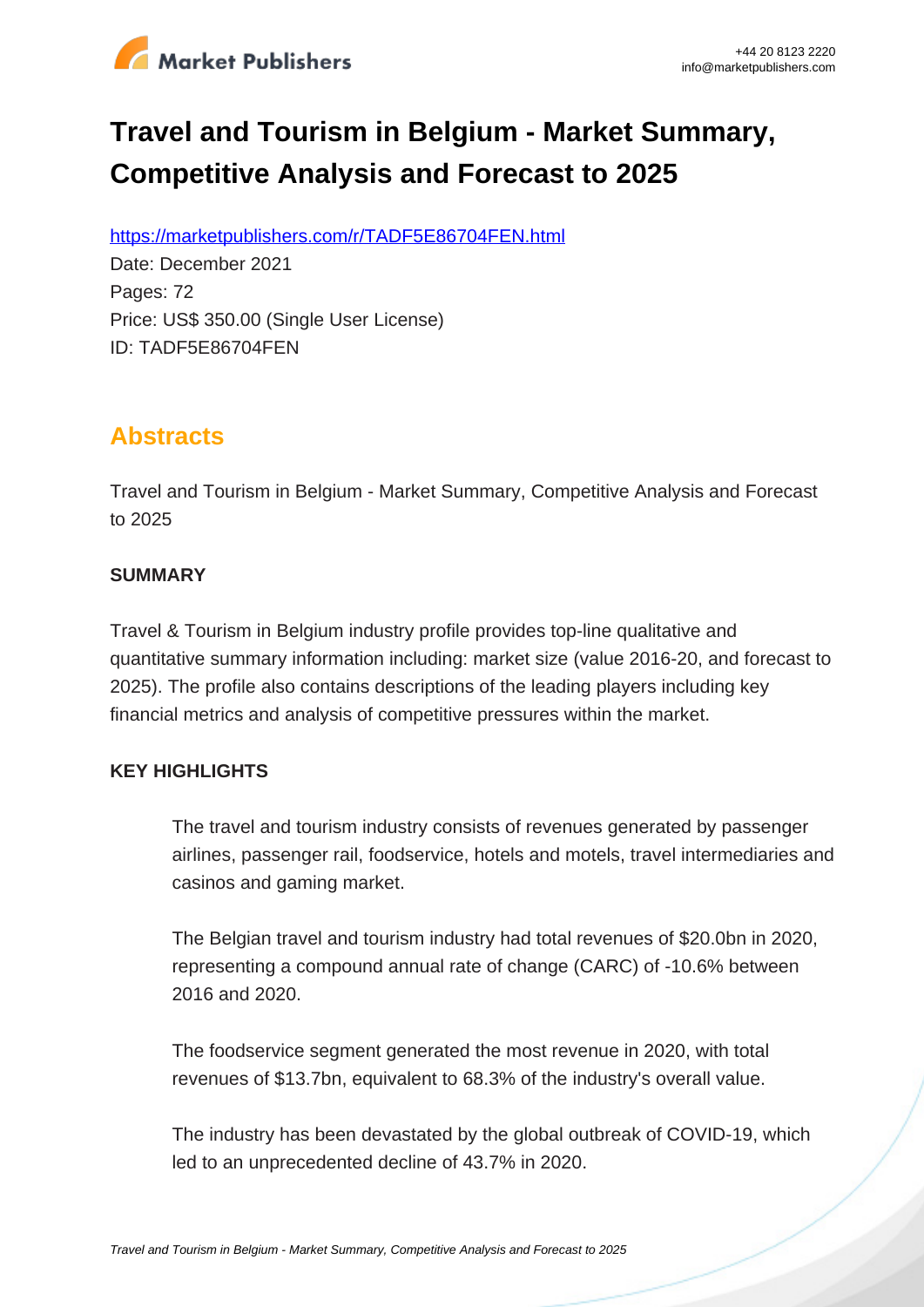# Travel and Tourism in Belgium - Market Summary, Competitive Analysis and Forecast to 2025

https://marketpublishers.com/r/TADF5E86704FEN.html

Date: December 2021

Pages: 72

Price: US$ 350.00 (Single User License)

ID: TADF5E86704FEN

## Abstracts

Travel and Tourism in Belgium - Market Summary, Competitive Analysis and Forecast to 2025

**SUMMARY**

Travel & Tourism in Belgium industry profile provides top-line qualitative and quantitative summary information including: market size (value 2016-20, and forecast to 2025). The profile also contains descriptions of the leading players including key financial metrics and analysis of competitive pressures within the market.

**KEY HIGHLIGHTS**

The travel and tourism industry consists of revenues generated by passenger airlines, passenger rail, foodservice, hotels and motels, travel intermediaries and casinos and gaming market.

The Belgian travel and tourism industry had total revenues of $20.0bn in 2020, representing a compound annual rate of change (CARC) of -10.6% between 2016 and 2020.

The foodservice segment generated the most revenue in 2020, with total revenues of $13.7bn, equivalent to 68.3% of the industry's overall value.

The industry has been devastated by the global outbreak of COVID-19, which led to an unprecedented decline of 43.7% in 2020.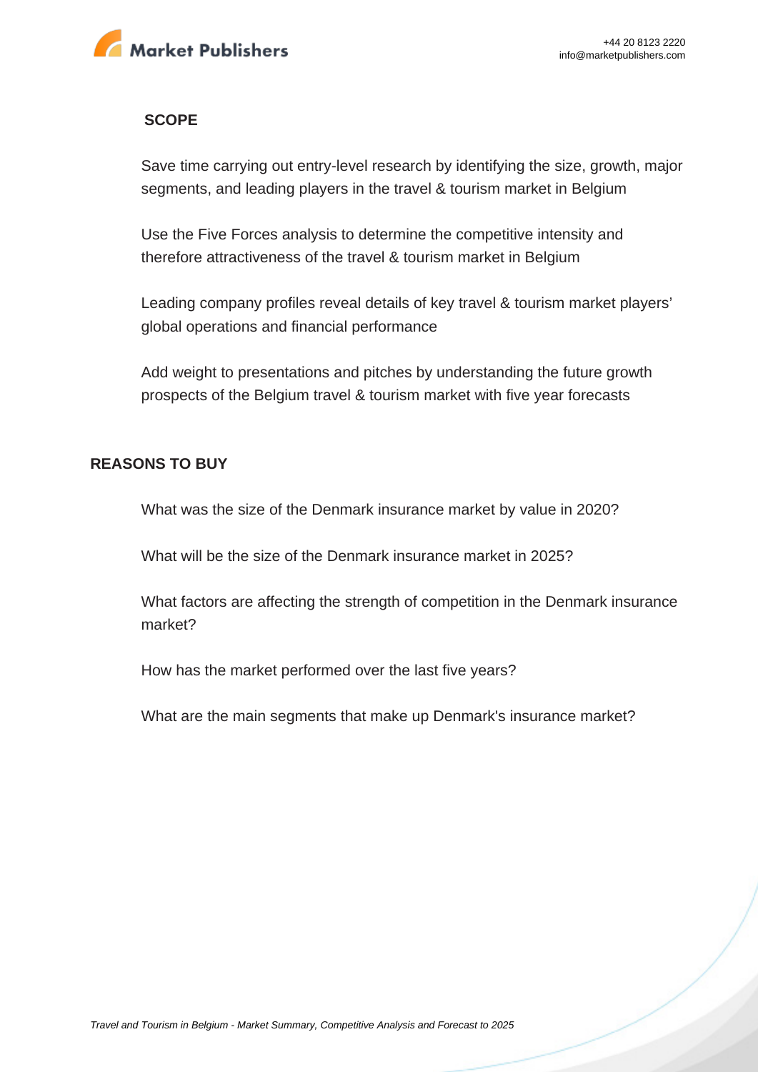## SCOPE

Save time carrying out entry-level research by identifying the size, growth, major segments, and leading players in the travel & tourism market in Belgium

Use the Five Forces analysis to determine the competitive intensity and therefore attractiveness of the travel & tourism market in Belgium

Leading company profiles reveal details of key travel & tourism market players' global operations and financial performance

Add weight to presentations and pitches by understanding the future growth prospects of the Belgium travel & tourism market with five year forecasts

## REASONS TO BUY

What was the size of the Denmark insurance market by value in 2020?

What will be the size of the Denmark insurance market in 2025?

What factors are affecting the strength of competition in the Denmark insurance market?

How has the market performed over the last five years?

What are the main segments that make up Denmark's insurance market?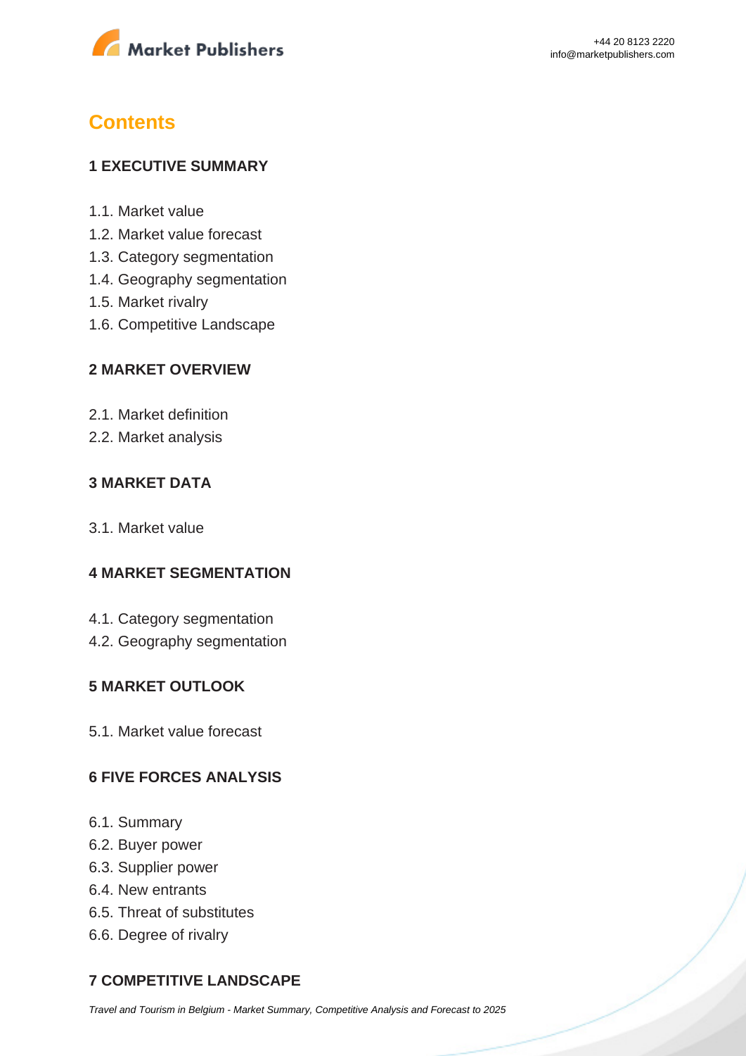# Contents

## 1 EXECUTIVE SUMMARY

1.1. Market value
1.2. Market value forecast
1.3. Category segmentation
1.4. Geography segmentation
1.5. Market rivalry
1.6. Competitive Landscape

## 2 MARKET OVERVIEW

2.1. Market definition
2.2. Market analysis

## 3 MARKET DATA

3.1. Market value

## 4 MARKET SEGMENTATION

4.1. Category segmentation
4.2. Geography segmentation

## 5 MARKET OUTLOOK

5.1. Market value forecast

## 6 FIVE FORCES ANALYSIS

6.1. Summary
6.2. Buyer power
6.3. Supplier power
6.4. New entrants
6.5. Threat of substitutes
6.6. Degree of rivalry

## 7 COMPETITIVE LANDSCAPE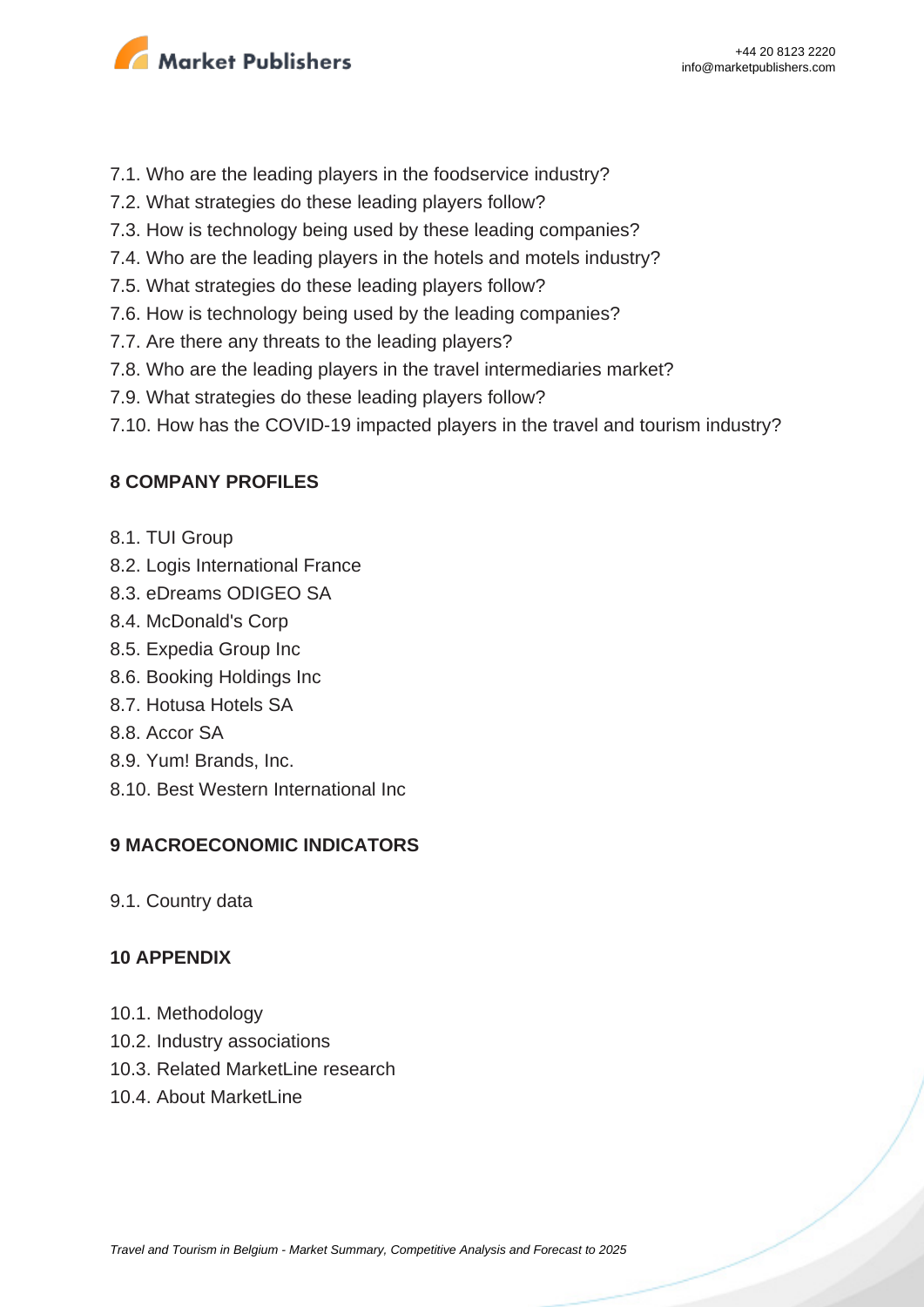7.1. Who are the leading players in the foodservice industry?
7.2. What strategies do these leading players follow?
7.3. How is technology being used by these leading companies?
7.4. Who are the leading players in the hotels and motels industry?
7.5. What strategies do these leading players follow?
7.6. How is technology being used by the leading companies?
7.7. Are there any threats to the leading players?
7.8. Who are the leading players in the travel intermediaries market?
7.9. What strategies do these leading players follow?
7.10. How has the COVID-19 impacted players in the travel and tourism industry?

**8 COMPANY PROFILES**

8.1. TUI Group
8.2. Logis International France
8.3. eDreams ODIGEO SA
8.4. McDonald's Corp
8.5. Expedia Group Inc
8.6. Booking Holdings Inc
8.7. Hotusa Hotels SA
8.8. Accor SA
8.9. Yum! Brands, Inc.
8.10. Best Western International Inc

**9 MACROECONOMIC INDICATORS**

9.1. Country data

**10 APPENDIX**

10.1. Methodology
10.2. Industry associations
10.3. Related MarketLine research
10.4. About MarketLine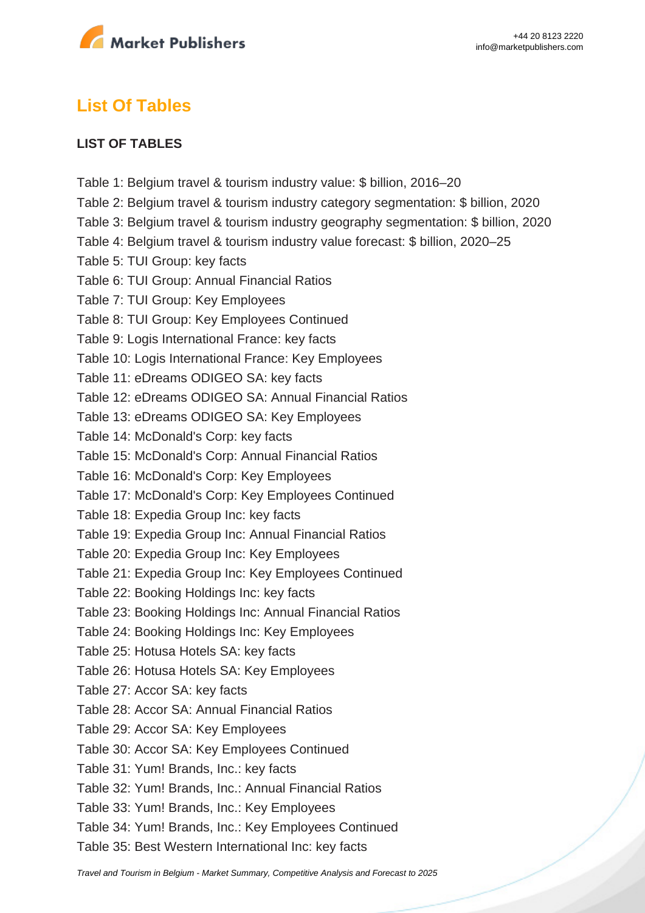## List Of Tables

**LIST OF TABLES**

Table 1: Belgium travel & tourism industry value: $ billion, 2016–20
Table 2: Belgium travel & tourism industry category segmentation: $ billion, 2020
Table 3: Belgium travel & tourism industry geography segmentation: $ billion, 2020
Table 4: Belgium travel & tourism industry value forecast: $ billion, 2020–25
Table 5: TUI Group: key facts
Table 6: TUI Group: Annual Financial Ratios
Table 7: TUI Group: Key Employees
Table 8: TUI Group: Key Employees Continued
Table 9: Logis International France: key facts
Table 10: Logis International France: Key Employees
Table 11: eDreams ODIGEO SA: key facts
Table 12: eDreams ODIGEO SA: Annual Financial Ratios
Table 13: eDreams ODIGEO SA: Key Employees
Table 14: McDonald's Corp: key facts
Table 15: McDonald's Corp: Annual Financial Ratios
Table 16: McDonald's Corp: Key Employees
Table 17: McDonald's Corp: Key Employees Continued
Table 18: Expedia Group Inc: key facts
Table 19: Expedia Group Inc: Annual Financial Ratios
Table 20: Expedia Group Inc: Key Employees
Table 21: Expedia Group Inc: Key Employees Continued
Table 22: Booking Holdings Inc: key facts
Table 23: Booking Holdings Inc: Annual Financial Ratios
Table 24: Booking Holdings Inc: Key Employees
Table 25: Hotusa Hotels SA: key facts
Table 26: Hotusa Hotels SA: Key Employees
Table 27: Accor SA: key facts
Table 28: Accor SA: Annual Financial Ratios
Table 29: Accor SA: Key Employees
Table 30: Accor SA: Key Employees Continued
Table 31: Yum! Brands, Inc.: key facts
Table 32: Yum! Brands, Inc.: Annual Financial Ratios
Table 33: Yum! Brands, Inc.: Key Employees
Table 34: Yum! Brands, Inc.: Key Employees Continued
Table 35: Best Western International Inc: key facts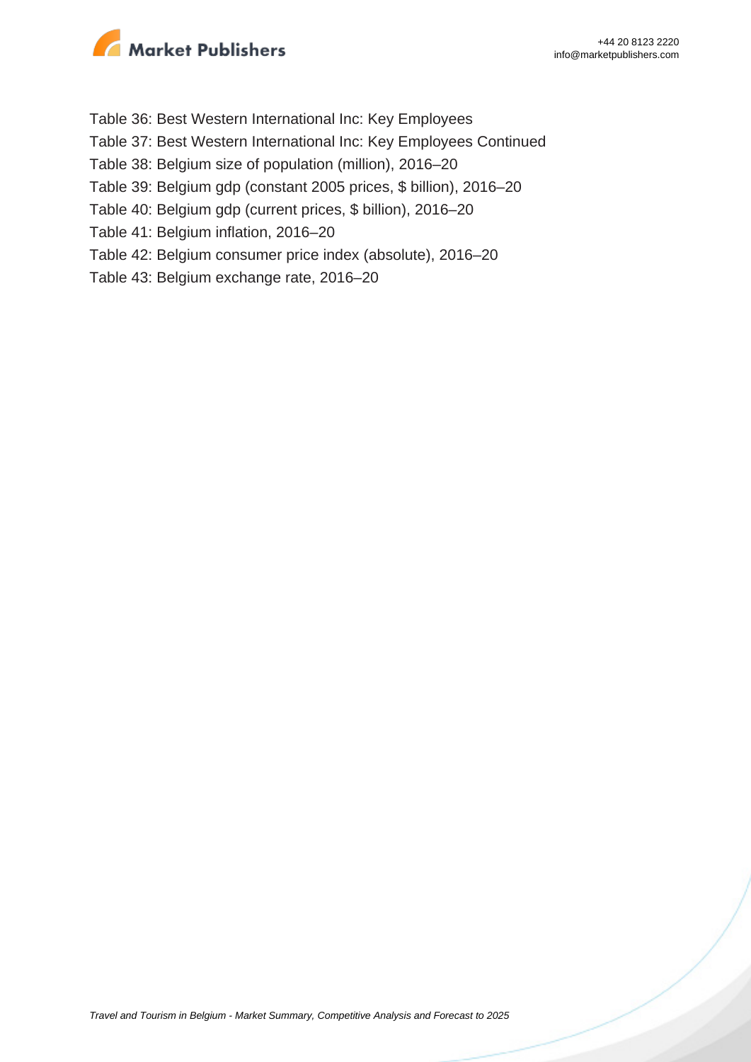Table 36: Best Western International Inc: Key Employees
Table 37: Best Western International Inc: Key Employees Continued
Table 38: Belgium size of population (million), 2016–20
Table 39: Belgium gdp (constant 2005 prices, $ billion), 2016–20
Table 40: Belgium gdp (current prices, $ billion), 2016–20
Table 41: Belgium inflation, 2016–20
Table 42: Belgium consumer price index (absolute), 2016–20
Table 43: Belgium exchange rate, 2016–20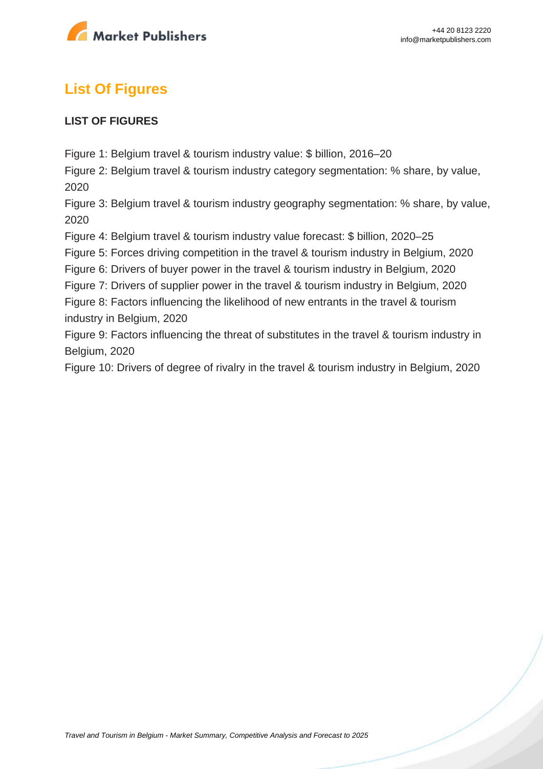## List Of Figures

**LIST OF FIGURES**

Figure 1: Belgium travel & tourism industry value: $ billion, 2016–20
Figure 2: Belgium travel & tourism industry category segmentation: % share, by value, 2020
Figure 3: Belgium travel & tourism industry geography segmentation: % share, by value, 2020
Figure 4: Belgium travel & tourism industry value forecast: $ billion, 2020–25
Figure 5: Forces driving competition in the travel & tourism industry in Belgium, 2020
Figure 6: Drivers of buyer power in the travel & tourism industry in Belgium, 2020
Figure 7: Drivers of supplier power in the travel & tourism industry in Belgium, 2020
Figure 8: Factors influencing the likelihood of new entrants in the travel & tourism industry in Belgium, 2020
Figure 9: Factors influencing the threat of substitutes in the travel & tourism industry in Belgium, 2020
Figure 10: Drivers of degree of rivalry in the travel & tourism industry in Belgium, 2020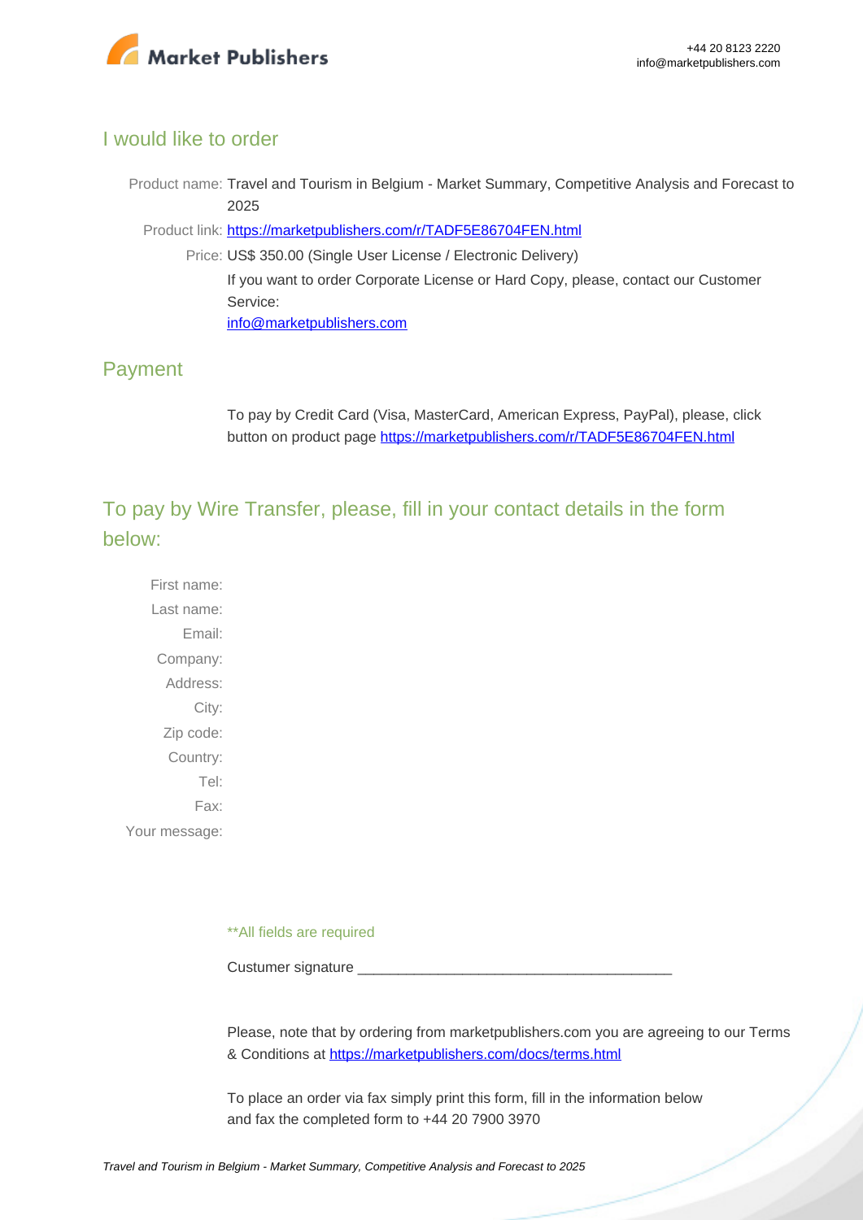## I would like to order

Product name: Travel and Tourism in Belgium - Market Summary, Competitive Analysis and Forecast to 2025

Product link: https://marketpublishers.com/r/TADF5E86704FEN.html

Price: US$ 350.00 (Single User License / Electronic Delivery)

If you want to order Corporate License or Hard Copy, please, contact our Customer Service:

info@marketpublishers.com

## Payment

To pay by Credit Card (Visa, MasterCard, American Express, PayPal), please, click button on product page https://marketpublishers.com/r/TADF5E86704FEN.html

## To pay by Wire Transfer, please, fill in your contact details in the form below:

First name:

Last name:

Email:

Company:

Address:

City:

Zip code:

Country:

Tel:

Fax:

Your message:

**All fields are required

Custumer signature _______________________________________

Please, note that by ordering from marketpublishers.com you are agreeing to our Terms & Conditions at https://marketpublishers.com/docs/terms.html

To place an order via fax simply print this form, fill in the information below and fax the completed form to +44 20 7900 3970